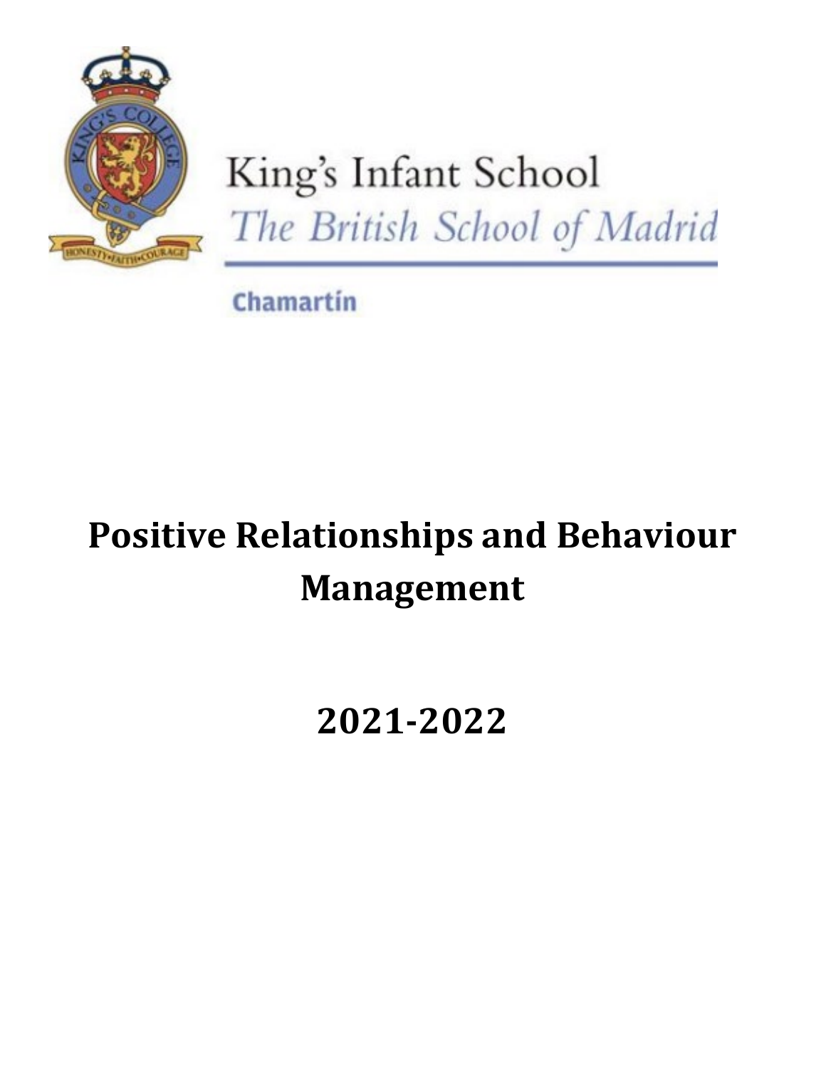King's Infant School

*The British School of Madrid*

Chamartín

# Positive Relationships and Behaviour Management

# 2021-2022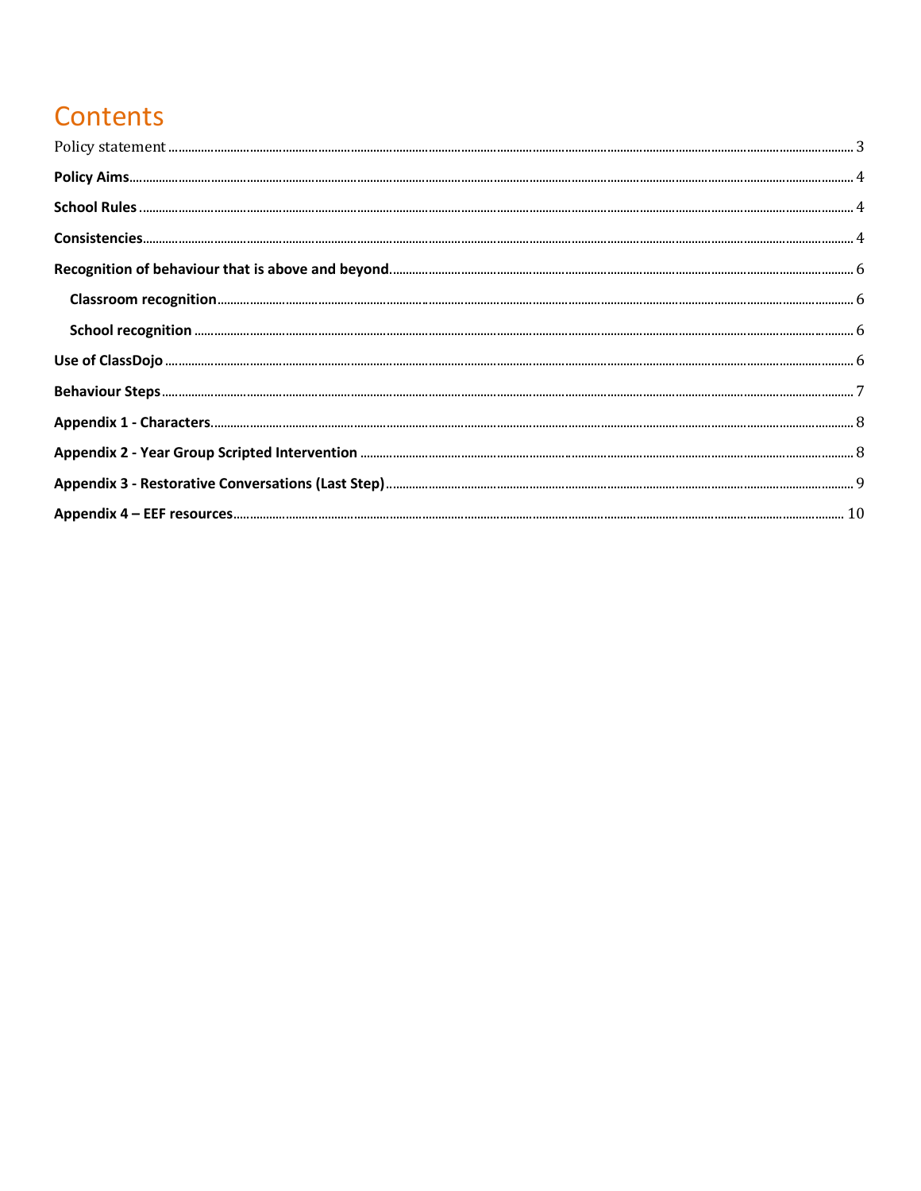# Contents

Policy statement ........ 3

**Policy Aims** ........ 4

**School Rules** ........ 4

**Consistencies** ........ 4

**Recognition of behaviour that is above and beyond** ........ 6

- **Classroom recognition** ........ 6
- **School recognition** ........ 6

**Use of ClassDojo** ........ 6

**Behaviour Steps** ........ 7

**Appendix 1 - Characters** ........ 8

**Appendix 2 - Year Group Scripted Intervention** ........ 8

**Appendix 3 - Restorative Conversations (Last Step)** ........ 9

**Appendix 4 – EEF resources** ........ 10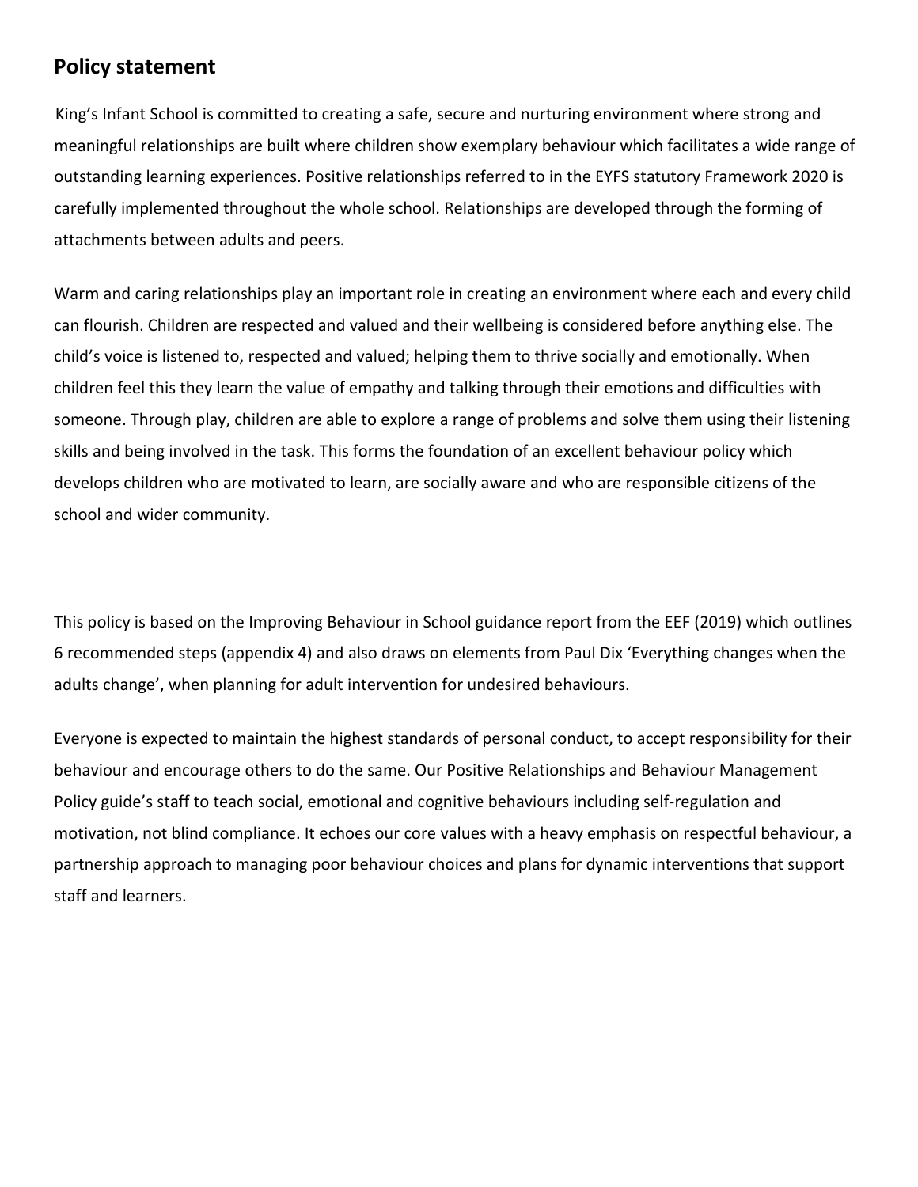## Policy statement

King's Infant School is committed to creating a safe, secure and nurturing environment where strong and meaningful relationships are built where children show exemplary behaviour which facilitates a wide range of outstanding learning experiences. Positive relationships referred to in the EYFS statutory Framework 2020 is carefully implemented throughout the whole school. Relationships are developed through the forming of attachments between adults and peers.

Warm and caring relationships play an important role in creating an environment where each and every child can flourish. Children are respected and valued and their wellbeing is considered before anything else. The child's voice is listened to, respected and valued; helping them to thrive socially and emotionally. When children feel this they learn the value of empathy and talking through their emotions and difficulties with someone. Through play, children are able to explore a range of problems and solve them using their listening skills and being involved in the task. This forms the foundation of an excellent behaviour policy which develops children who are motivated to learn, are socially aware and who are responsible citizens of the school and wider community.

This policy is based on the Improving Behaviour in School guidance report from the EEF (2019) which outlines 6 recommended steps (appendix 4) and also draws on elements from Paul Dix 'Everything changes when the adults change', when planning for adult intervention for undesired behaviours.

Everyone is expected to maintain the highest standards of personal conduct, to accept responsibility for their behaviour and encourage others to do the same. Our Positive Relationships and Behaviour Management Policy guide's staff to teach social, emotional and cognitive behaviours including self-regulation and motivation, not blind compliance. It echoes our core values with a heavy emphasis on respectful behaviour, a partnership approach to managing poor behaviour choices and plans for dynamic interventions that support staff and learners.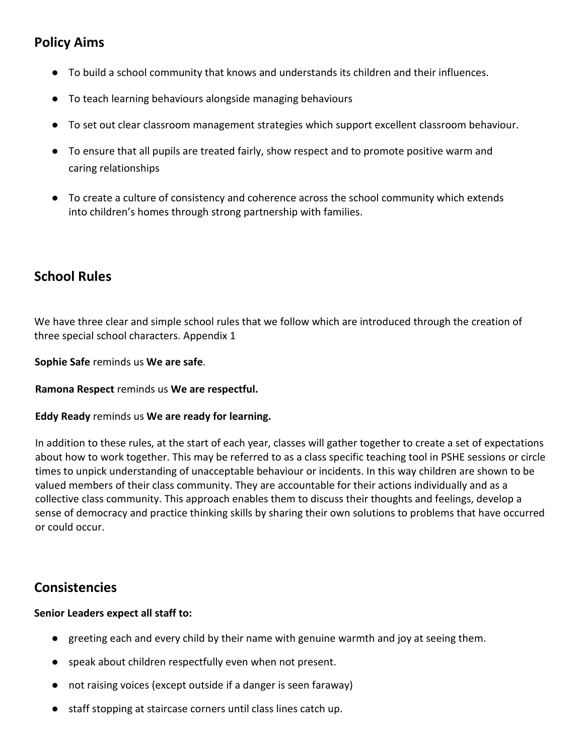## Policy Aims

- To build a school community that knows and understands its children and their influences.
- To teach learning behaviours alongside managing behaviours
- To set out clear classroom management strategies which support excellent classroom behaviour.
- To ensure that all pupils are treated fairly, show respect and to promote positive warm and caring relationships
- To create a culture of consistency and coherence across the school community which extends into children's homes through strong partnership with families.

## School Rules

We have three clear and simple school rules that we follow which are introduced through the creation of three special school characters. Appendix 1

**Sophie Safe** reminds us **We are safe**.

**Ramona Respect** reminds us **We are respectful.**

**Eddy Ready** reminds us **We are ready for learning.**

In addition to these rules, at the start of each year, classes will gather together to create a set of expectations about how to work together. This may be referred to as a class specific teaching tool in PSHE sessions or circle times to unpick understanding of unacceptable behaviour or incidents. In this way children are shown to be valued members of their class community. They are accountable for their actions individually and as a collective class community. This approach enables them to discuss their thoughts and feelings, develop a sense of democracy and practice thinking skills by sharing their own solutions to problems that have occurred or could occur.

## Consistencies

**Senior Leaders expect all staff to:**

- greeting each and every child by their name with genuine warmth and joy at seeing them.
- speak about children respectfully even when not present.
- not raising voices (except outside if a danger is seen faraway)
- staff stopping at staircase corners until class lines catch up.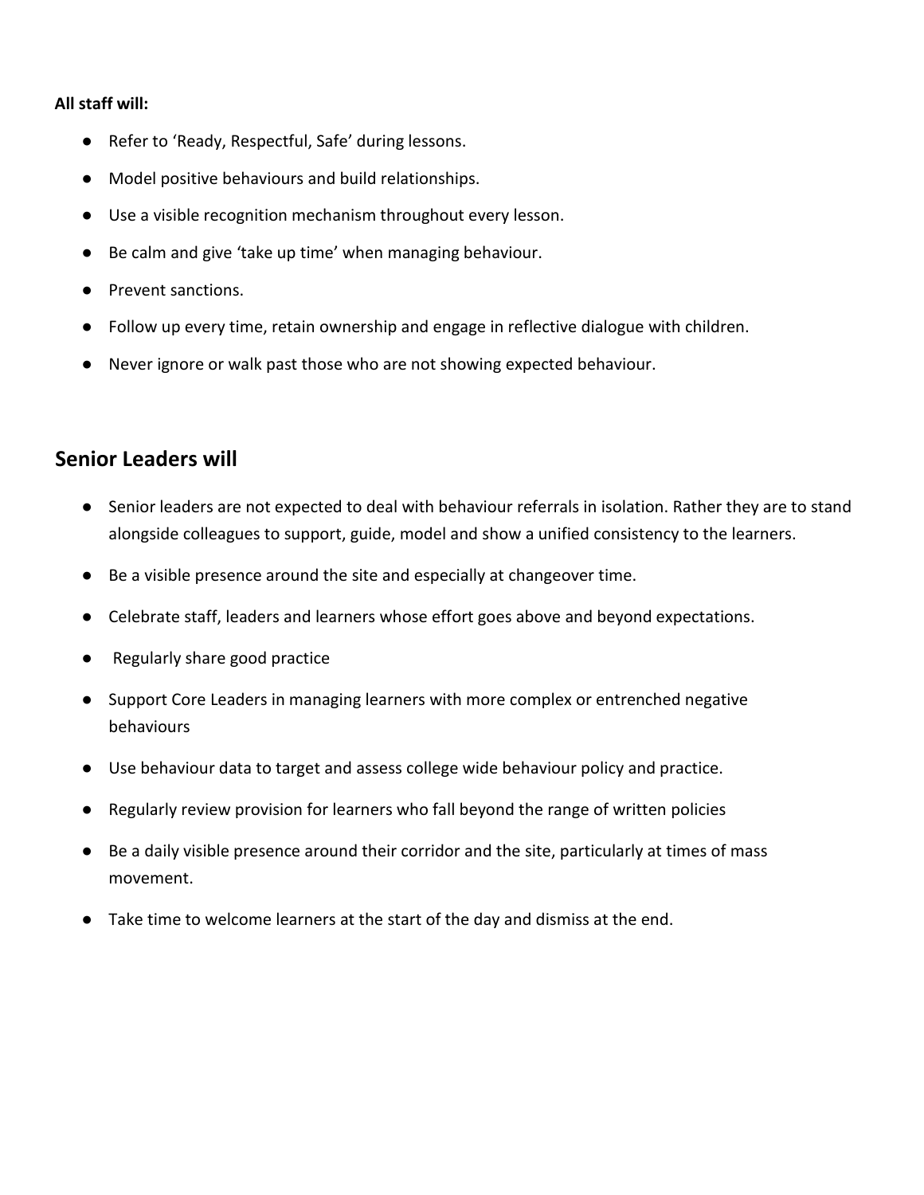**All staff will:**

- Refer to 'Ready, Respectful, Safe' during lessons.
- Model positive behaviours and build relationships.
- Use a visible recognition mechanism throughout every lesson.
- Be calm and give 'take up time' when managing behaviour.
- Prevent sanctions.
- Follow up every time, retain ownership and engage in reflective dialogue with children.
- Never ignore or walk past those who are not showing expected behaviour.

## Senior Leaders will

- Senior leaders are not expected to deal with behaviour referrals in isolation. Rather they are to stand alongside colleagues to support, guide, model and show a unified consistency to the learners.
- Be a visible presence around the site and especially at changeover time.
- Celebrate staff, leaders and learners whose effort goes above and beyond expectations.
- Regularly share good practice
- Support Core Leaders in managing learners with more complex or entrenched negative behaviours
- Use behaviour data to target and assess college wide behaviour policy and practice.
- Regularly review provision for learners who fall beyond the range of written policies
- Be a daily visible presence around their corridor and the site, particularly at times of mass movement.
- Take time to welcome learners at the start of the day and dismiss at the end.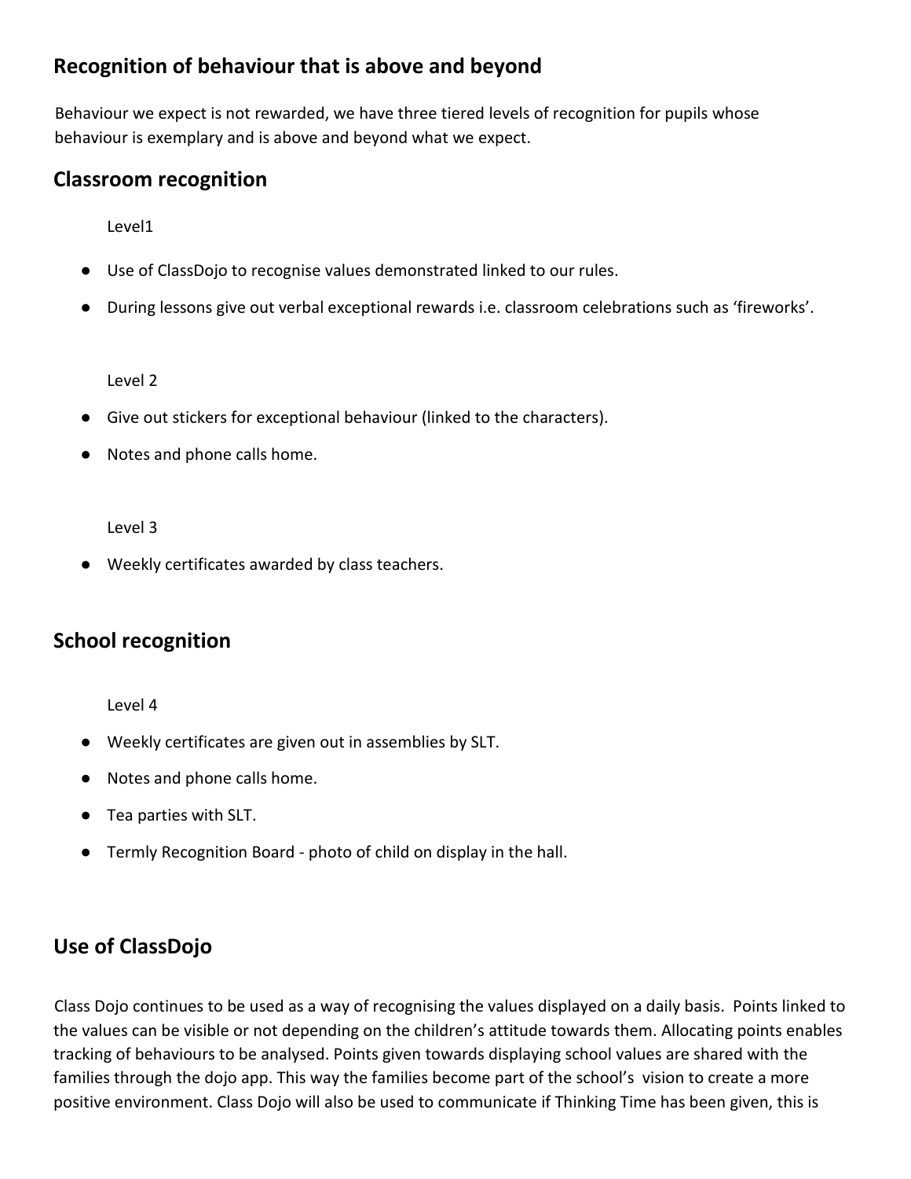## Recognition of behaviour that is above and beyond

Behaviour we expect is not rewarded, we have three tiered levels of recognition for pupils whose behaviour is exemplary and is above and beyond what we expect.

## Classroom recognition

Level1

- Use of ClassDojo to recognise values demonstrated linked to our rules.
- During lessons give out verbal exceptional rewards i.e. classroom celebrations such as 'fireworks'.

Level 2

- Give out stickers for exceptional behaviour (linked to the characters).
- Notes and phone calls home.

Level 3

- Weekly certificates awarded by class teachers.

## School recognition

Level 4

- Weekly certificates are given out in assemblies by SLT.
- Notes and phone calls home.
- Tea parties with SLT.
- Termly Recognition Board - photo of child on display in the hall.

## Use of ClassDojo

Class Dojo continues to be used as a way of recognising the values displayed on a daily basis. Points linked to the values can be visible or not depending on the children's attitude towards them. Allocating points enables tracking of behaviours to be analysed. Points given towards displaying school values are shared with the families through the dojo app. This way the families become part of the school's vision to create a more positive environment. Class Dojo will also be used to communicate if Thinking Time has been given, this is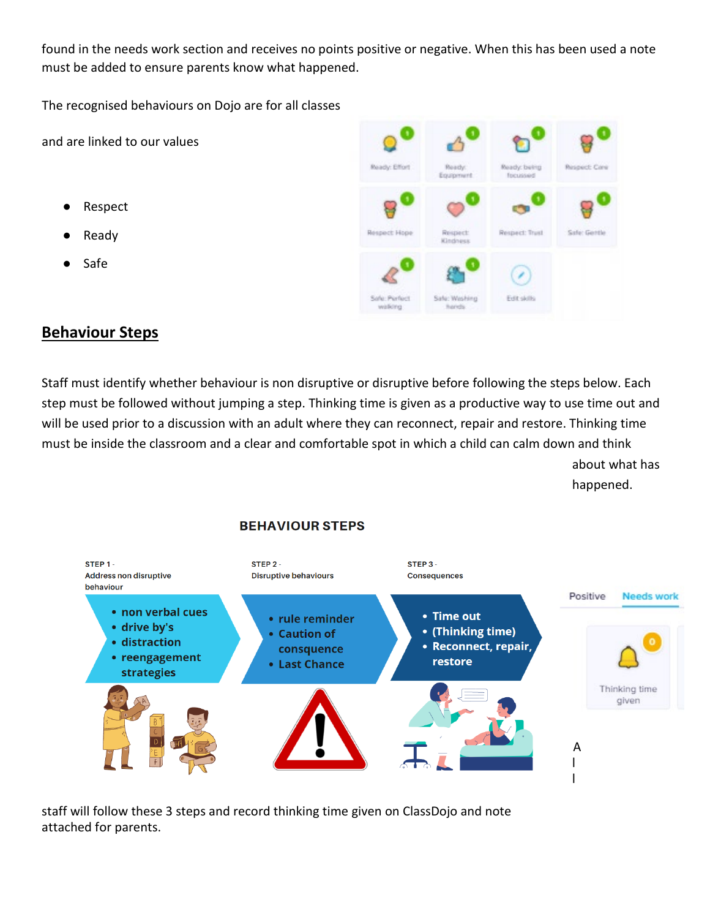found in the needs work section and receives no points positive or negative. When this has been used a note must be added to ensure parents know what happened.

The recognised behaviours on Dojo are for all classes

and are linked to our values

- Respect
- Ready
- Safe

## Behaviour Steps

Staff must identify whether behaviour is non disruptive or disruptive before following the steps below. Each step must be followed without jumping a step. Thinking time is given as a productive way to use time out and will be used prior to a discussion with an adult where they can reconnect, repair and restore. Thinking time must be inside the classroom and a clear and comfortable spot in which a child can calm down and think about what has happened.

**BEHAVIOUR STEPS**

STEP 1 - Address non disruptive behaviour
- non verbal cues
- drive by's
- distraction
- reengagement strategies

STEP 2 - Disruptive behaviours
- rule reminder
- Caution of consquence
- Last Chance

STEP 3 - Consequences
- Time out
- (Thinking time)
- Reconnect, repair, restore

Positive | Needs work

Thinking time given

A
l
l

staff will follow these 3 steps and record thinking time given on ClassDojo and note attached for parents.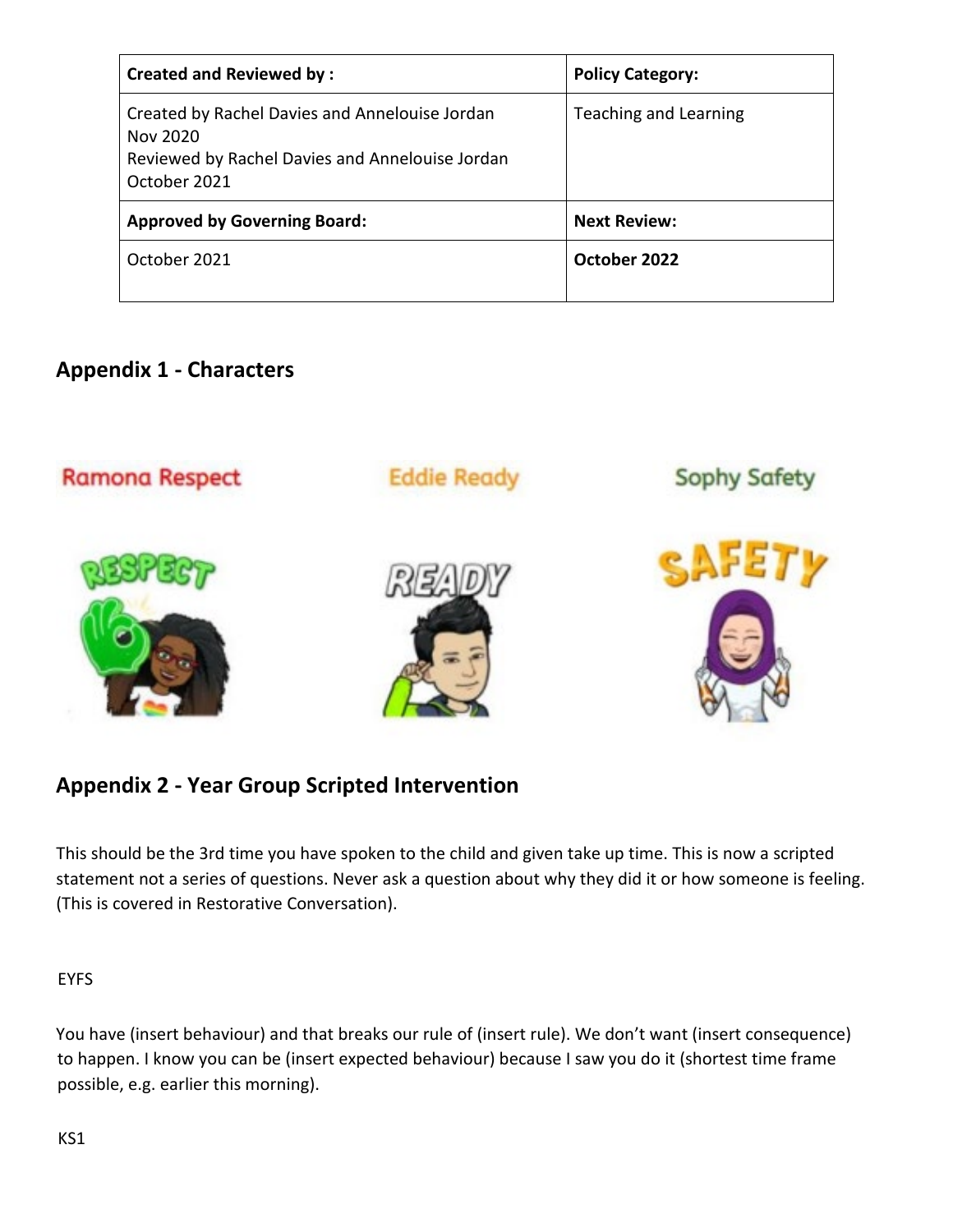| Created and Reviewed by : | Policy Category: |
| --- | --- |
| Created by Rachel Davies and Annelouise Jordan Nov 2020<br>Reviewed by Rachel Davies and Annelouise Jordan October 2021 | Teaching and Learning |
| **Approved by Governing Board:** | **Next Review:** |
| October 2021 | **October 2022** |

## Appendix 1 - Characters

Ramona Respect

Eddie Ready

Sophy Safety

## Appendix 2 - Year Group Scripted Intervention

This should be the 3rd time you have spoken to the child and given take up time. This is now a scripted statement not a series of questions. Never ask a question about why they did it or how someone is feeling. (This is covered in Restorative Conversation).

EYFS

You have (insert behaviour) and that breaks our rule of (insert rule). We don't want (insert consequence) to happen. I know you can be (insert expected behaviour) because I saw you do it (shortest time frame possible, e.g. earlier this morning).

KS1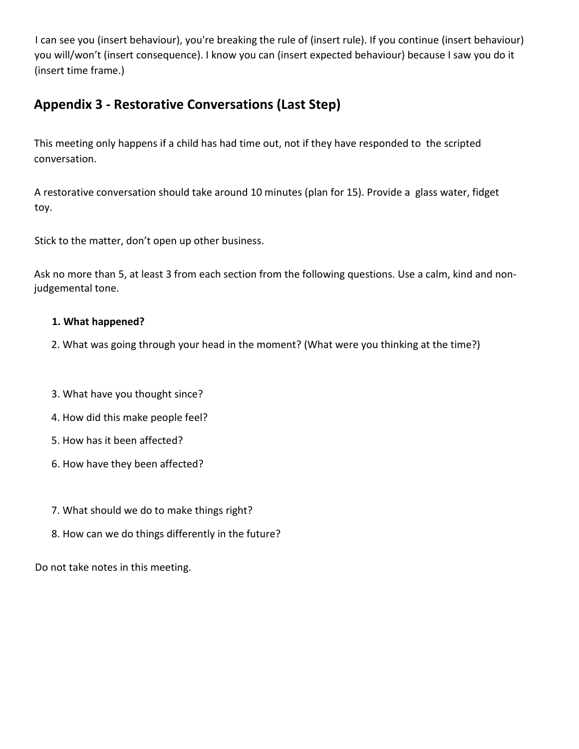I can see you (insert behaviour), you're breaking the rule of (insert rule). If you continue (insert behaviour) you will/won't (insert consequence). I know you can (insert expected behaviour) because I saw you do it (insert time frame.)

## Appendix 3 - Restorative Conversations (Last Step)

This meeting only happens if a child has had time out, not if they have responded to the scripted conversation.

A restorative conversation should take around 10 minutes (plan for 15). Provide a glass water, fidget toy.

Stick to the matter, don't open up other business.

Ask no more than 5, at least 3 from each section from the following questions. Use a calm, kind and non-judgemental tone.

1. **What happened?**
2. What was going through your head in the moment? (What were you thinking at the time?)

3. What have you thought since?
4. How did this make people feel?
5. How has it been affected?
6. How have they been affected?

7. What should we do to make things right?
8. How can we do things differently in the future?

Do not take notes in this meeting.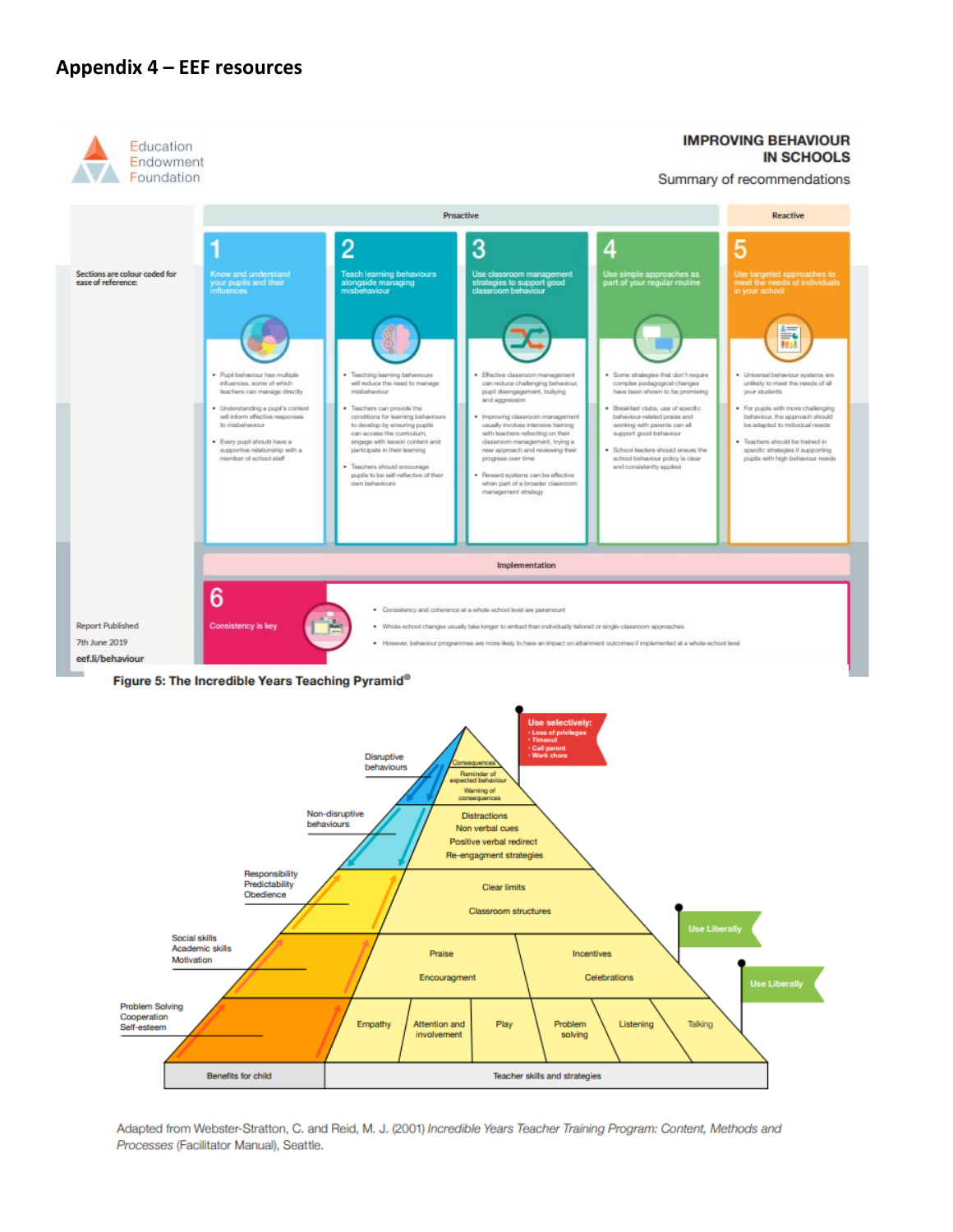## Appendix 4 – EEF resources

Education Endowment Foundation

**IMPROVING BEHAVIOUR IN SCHOOLS**

Summary of recommendations

Sections are colour coded for ease of reference:

Proactive

**1** Know and understand your pupils and their influences

- Pupil behaviour has multiple influences, some of which teachers can manage directly
- Understanding a pupil's context will inform effective responses to misbehaviour
- Every pupil should have a supportive relationship with a member of school staff

**2** Teach learning behaviours alongside managing misbehaviour

- Teaching learning behaviours will reduce the need to manage misbehaviour
- Teachers can provide the conditions for learning behaviours to develop by ensuring pupils can access the curriculum, engage with lesson content and participate in their learning
- Teachers should encourage pupils to be self-reflective of their own behaviours

**3** Use classroom management strategies to support good classroom behaviour

- Effective classroom management can reduce challenging behaviour, pupil disengagement, bullying and aggression
- Improving classroom management usually involves intensive training with teachers reflecting on their classroom management, trying a new approach and reviewing their progress over time
- Reward systems can be effective when part of a broader classroom management strategy

**4** Use simple approaches as part of your regular routine

- Some strategies that don't require complex pedagogical changes have been shown to be promising
- Breakfast clubs, use of specific behaviour-related praise and working with parents can all support good behaviour
- School leaders should ensure the school behaviour policy is clear and consistently applied

Reactive

**5** Use targeted approaches to meet the needs of individuals in your school

- Universal behaviour systems are unlikely to meet the needs of all your students
- For pupils with more challenging behaviour, the approach should be adapted to individual needs
- Teachers should be trained in specific strategies if supporting pupils with high behaviour needs

Implementation

**6** Consistency is key

- Consistency and coherence at a whole-school level are paramount
- Whole-school changes usually take longer to embed than individually tailored or single-classroom approaches
- However, behaviour programmes are more likely to have an impact on attainment outcomes if implemented at a whole-school level

Report Published

7th June 2019

eef.li/behaviour

**Figure 5: The Incredible Years Teaching Pyramid®**

Use selectively:
- Loss of privileges
- Timeout
- Call parent
- Work chore

Disruptive behaviours

Consequences

Reminder of expected behaviour

Warning of consequences

Non-disruptive behaviours

Distractions

Non verbal cues

Positive verbal redirect

Re-engagment strategies

Responsibility
Predictability
Obedience

Clear limits

Classroom structures

Use Liberally

Social skills
Academic skills
Motivation

Praise

Encouragment

Incentives

Celebrations

Use Liberally

Problem Solving
Cooperation
Self-esteem

Empathy

Attention and involvement

Play

Problem solving

Listening

Talking

Benefits for child

Teacher skills and strategies

Adapted from Webster-Stratton, C. and Reid, M. J. (2001) *Incredible Years Teacher Training Program: Content, Methods and Processes* (Facilitator Manual), Seattle.